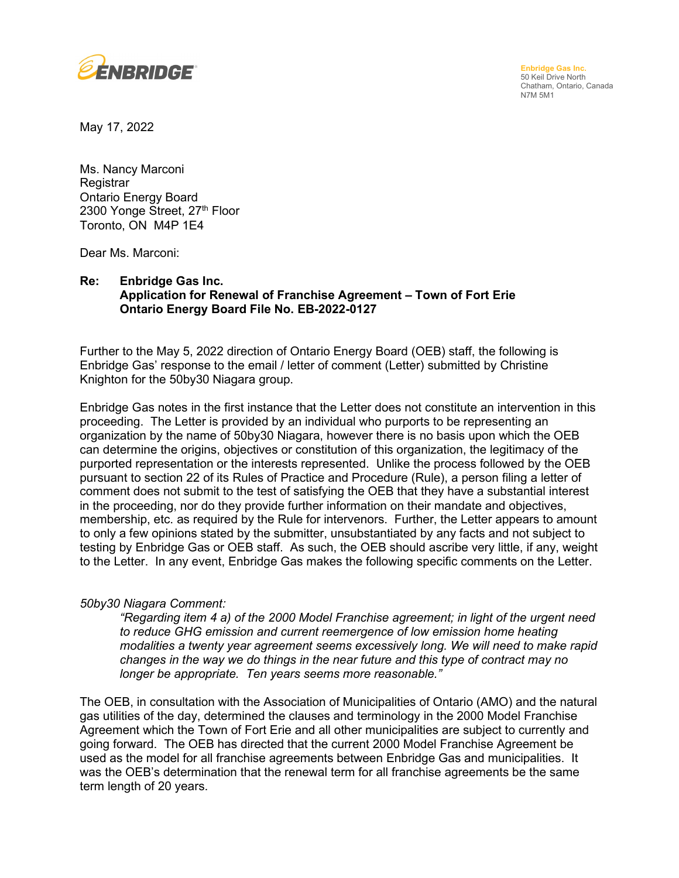**ENBRIDGE**

**Enbridge Gas Inc.**
50 Keil Drive North
Chatham, Ontario, Canada
N7M 5M1

May 17, 2022

Ms. Nancy Marconi
Registrar
Ontario Energy Board
2300 Yonge Street, 27th Floor
Toronto, ON  M4P 1E4

Dear Ms. Marconi:

**Re: Enbridge Gas Inc.**
**Application for Renewal of Franchise Agreement – Town of Fort Erie**
**Ontario Energy Board File No. EB-2022-0127**

Further to the May 5, 2022 direction of Ontario Energy Board (OEB) staff, the following is Enbridge Gas' response to the email / letter of comment (Letter) submitted by Christine Knighton for the 50by30 Niagara group.

Enbridge Gas notes in the first instance that the Letter does not constitute an intervention in this proceeding. The Letter is provided by an individual who purports to be representing an organization by the name of 50by30 Niagara, however there is no basis upon which the OEB can determine the origins, objectives or constitution of this organization, the legitimacy of the purported representation or the interests represented. Unlike the process followed by the OEB pursuant to section 22 of its Rules of Practice and Procedure (Rule), a person filing a letter of comment does not submit to the test of satisfying the OEB that they have a substantial interest in the proceeding, nor do they provide further information on their mandate and objectives, membership, etc. as required by the Rule for intervenors. Further, the Letter appears to amount to only a few opinions stated by the submitter, unsubstantiated by any facts and not subject to testing by Enbridge Gas or OEB staff. As such, the OEB should ascribe very little, if any, weight to the Letter. In any event, Enbridge Gas makes the following specific comments on the Letter.

*50by30 Niagara Comment:*

> *"Regarding item 4 a) of the 2000 Model Franchise agreement; in light of the urgent need to reduce GHG emission and current reemergence of low emission home heating modalities a twenty year agreement seems excessively long. We will need to make rapid changes in the way we do things in the near future and this type of contract may no longer be appropriate. Ten years seems more reasonable."*

The OEB, in consultation with the Association of Municipalities of Ontario (AMO) and the natural gas utilities of the day, determined the clauses and terminology in the 2000 Model Franchise Agreement which the Town of Fort Erie and all other municipalities are subject to currently and going forward. The OEB has directed that the current 2000 Model Franchise Agreement be used as the model for all franchise agreements between Enbridge Gas and municipalities. It was the OEB's determination that the renewal term for all franchise agreements be the same term length of 20 years.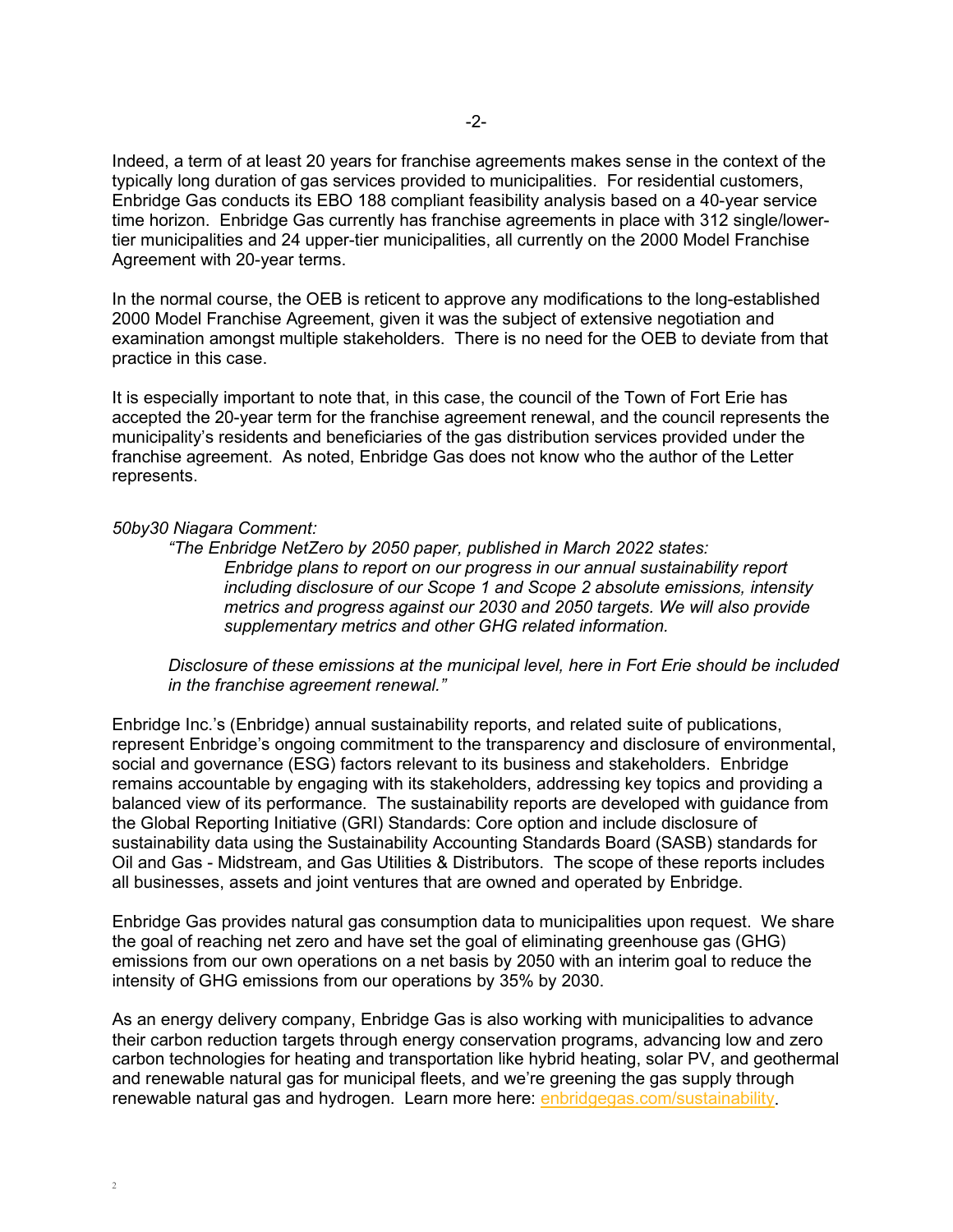Indeed, a term of at least 20 years for franchise agreements makes sense in the context of the typically long duration of gas services provided to municipalities. For residential customers, Enbridge Gas conducts its EBO 188 compliant feasibility analysis based on a 40-year service time horizon. Enbridge Gas currently has franchise agreements in place with 312 single/lower-tier municipalities and 24 upper-tier municipalities, all currently on the 2000 Model Franchise Agreement with 20-year terms.

In the normal course, the OEB is reticent to approve any modifications to the long-established 2000 Model Franchise Agreement, given it was the subject of extensive negotiation and examination amongst multiple stakeholders. There is no need for the OEB to deviate from that practice in this case.

It is especially important to note that, in this case, the council of the Town of Fort Erie has accepted the 20-year term for the franchise agreement renewal, and the council represents the municipality's residents and beneficiaries of the gas distribution services provided under the franchise agreement. As noted, Enbridge Gas does not know who the author of the Letter represents.

*50by30 Niagara Comment:*

> *"The Enbridge NetZero by 2050 paper, published in March 2022 states:*
>
> > *Enbridge plans to report on our progress in our annual sustainability report including disclosure of our Scope 1 and Scope 2 absolute emissions, intensity metrics and progress against our 2030 and 2050 targets. We will also provide supplementary metrics and other GHG related information.*
>
> *Disclosure of these emissions at the municipal level, here in Fort Erie should be included in the franchise agreement renewal."*

Enbridge Inc.'s (Enbridge) annual sustainability reports, and related suite of publications, represent Enbridge's ongoing commitment to the transparency and disclosure of environmental, social and governance (ESG) factors relevant to its business and stakeholders. Enbridge remains accountable by engaging with its stakeholders, addressing key topics and providing a balanced view of its performance. The sustainability reports are developed with guidance from the Global Reporting Initiative (GRI) Standards: Core option and include disclosure of sustainability data using the Sustainability Accounting Standards Board (SASB) standards for Oil and Gas - Midstream, and Gas Utilities & Distributors. The scope of these reports includes all businesses, assets and joint ventures that are owned and operated by Enbridge.

Enbridge Gas provides natural gas consumption data to municipalities upon request. We share the goal of reaching net zero and have set the goal of eliminating greenhouse gas (GHG) emissions from our own operations on a net basis by 2050 with an interim goal to reduce the intensity of GHG emissions from our operations by 35% by 2030.

As an energy delivery company, Enbridge Gas is also working with municipalities to advance their carbon reduction targets through energy conservation programs, advancing low and zero carbon technologies for heating and transportation like hybrid heating, solar PV, and geothermal and renewable natural gas for municipal fleets, and we're greening the gas supply through renewable natural gas and hydrogen. Learn more here: enbridgegas.com/sustainability.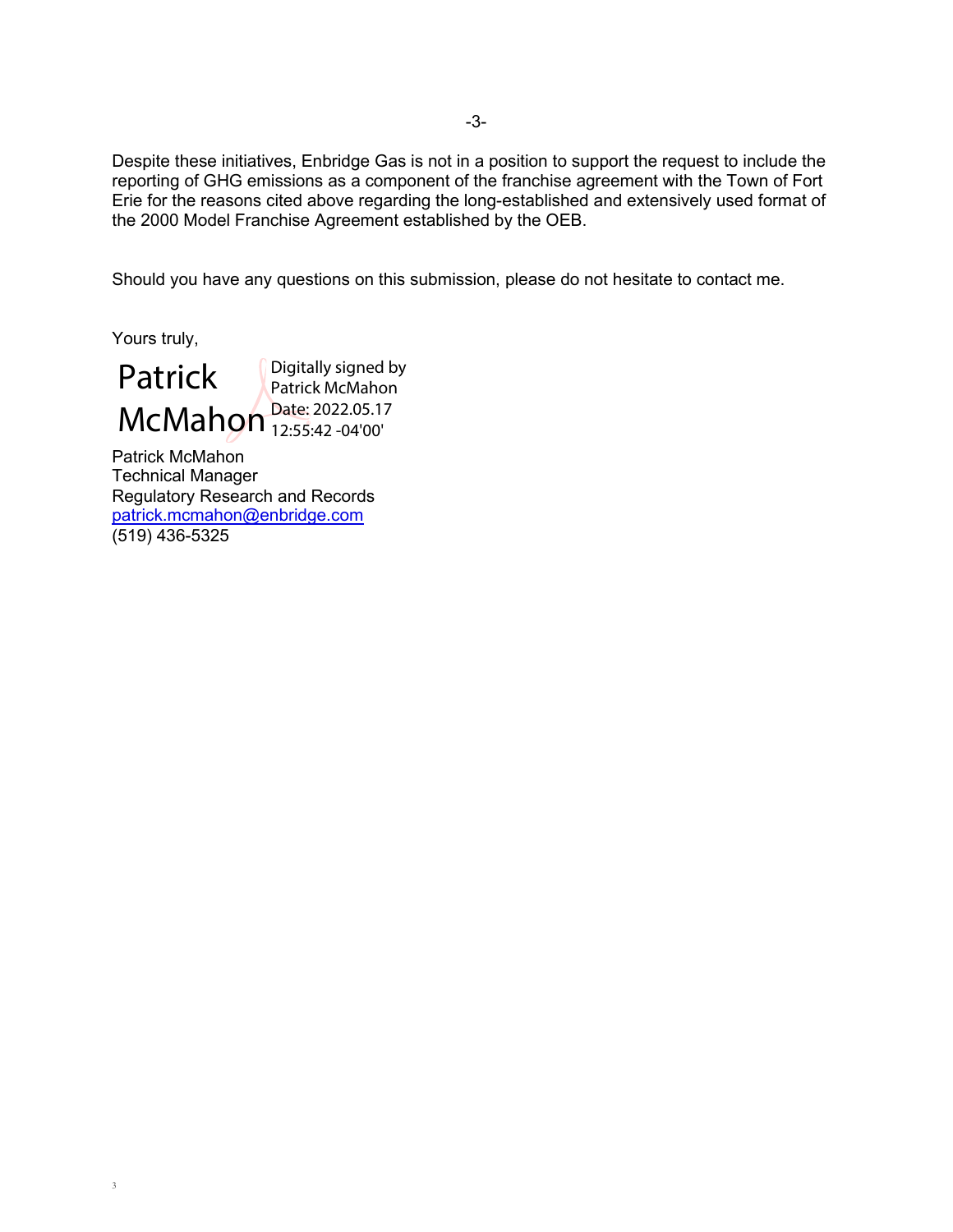Despite these initiatives, Enbridge Gas is not in a position to support the request to include the reporting of GHG emissions as a component of the franchise agreement with the Town of Fort Erie for the reasons cited above regarding the long-established and extensively used format of the 2000 Model Franchise Agreement established by the OEB.

Should you have any questions on this submission, please do not hesitate to contact me.

Yours truly,

Patrick McMahon

Digitally signed by Patrick McMahon
Date: 2022.05.17 12:55:42 -04'00'

Patrick McMahon  
Technical Manager  
Regulatory Research and Records  
patrick.mcmahon@enbridge.com  
(519) 436-5325